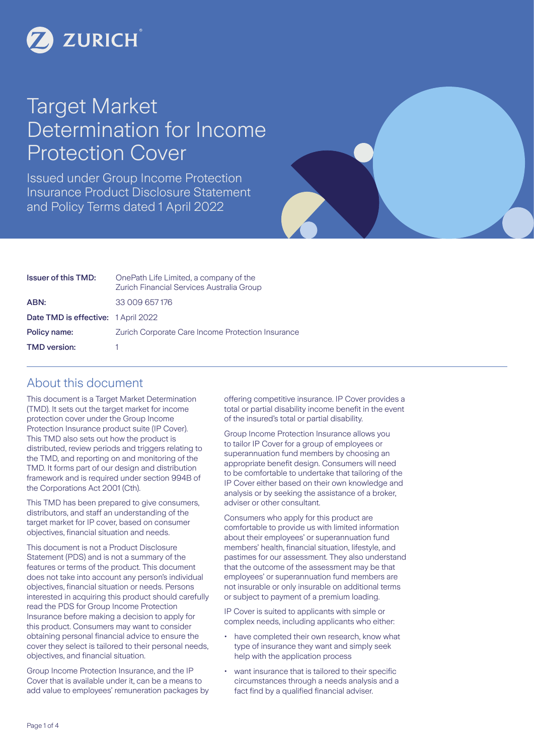ZURICH

# Target Market Determination for Income Protection Cover

Issued under Group Income Protection Insurance Product Disclosure Statement and Policy Terms dated 1 April 2022

| | |
|---|---|
| **Issuer of this TMD:** | OnePath Life Limited, a company of the Zurich Financial Services Australia Group |
| **ABN:** | 33 009 657 176 |
| **Date TMD is effective:** | 1 April 2022 |
| **Policy name:** | Zurich Corporate Care Income Protection Insurance |
| **TMD version:** | 1 |

## About this document

This document is a Target Market Determination (TMD). It sets out the target market for income protection cover under the Group Income Protection Insurance product suite (IP Cover). This TMD also sets out how the product is distributed, review periods and triggers relating to the TMD, and reporting on and monitoring of the TMD. It forms part of our design and distribution framework and is required under section 994B of the Corporations Act 2001 (Cth).

This TMD has been prepared to give consumers, distributors, and staff an understanding of the target market for IP cover, based on consumer objectives, financial situation and needs.

This document is not a Product Disclosure Statement (PDS) and is not a summary of the features or terms of the product. This document does not take into account any person's individual objectives, financial situation or needs. Persons interested in acquiring this product should carefully read the PDS for Group Income Protection Insurance before making a decision to apply for this product. Consumers may want to consider obtaining personal financial advice to ensure the cover they select is tailored to their personal needs, objectives, and financial situation.

Group Income Protection Insurance, and the IP Cover that is available under it, can be a means to add value to employees' remuneration packages by offering competitive insurance. IP Cover provides a total or partial disability income benefit in the event of the insured's total or partial disability.

Group Income Protection Insurance allows you to tailor IP Cover for a group of employees or superannuation fund members by choosing an appropriate benefit design. Consumers will need to be comfortable to undertake that tailoring of the IP Cover either based on their own knowledge and analysis or by seeking the assistance of a broker, adviser or other consultant.

Consumers who apply for this product are comfortable to provide us with limited information about their employees' or superannuation fund members' health, financial situation, lifestyle, and pastimes for our assessment. They also understand that the outcome of the assessment may be that employees' or superannuation fund members are not insurable or only insurable on additional terms or subject to payment of a premium loading.

IP Cover is suited to applicants with simple or complex needs, including applicants who either:

- have completed their own research, know what type of insurance they want and simply seek help with the application process
- want insurance that is tailored to their specific circumstances through a needs analysis and a fact find by a qualified financial adviser.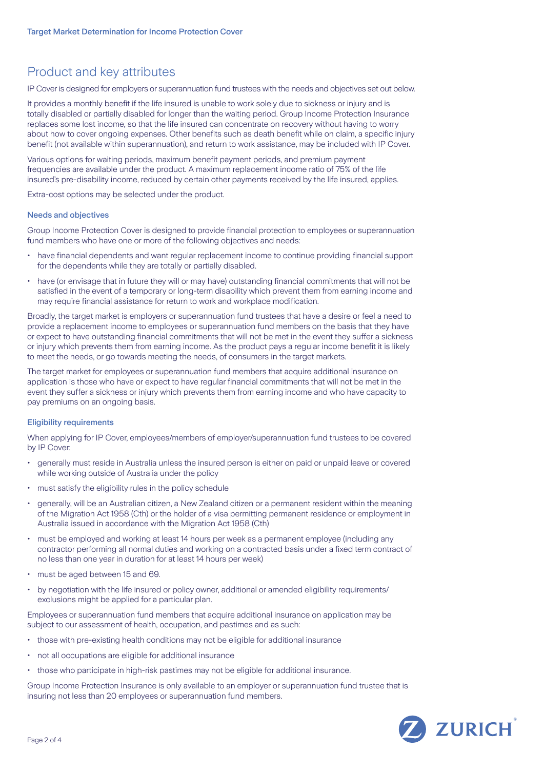## Product and key attributes

IP Cover is designed for employers or superannuation fund trustees with the needs and objectives set out below.

It provides a monthly benefit if the life insured is unable to work solely due to sickness or injury and is totally disabled or partially disabled for longer than the waiting period. Group Income Protection Insurance replaces some lost income, so that the life insured can concentrate on recovery without having to worry about how to cover ongoing expenses. Other benefits such as death benefit while on claim, a specific injury benefit (not available within superannuation), and return to work assistance, may be included with IP Cover.

Various options for waiting periods, maximum benefit payment periods, and premium payment frequencies are available under the product. A maximum replacement income ratio of 75% of the life insured's pre-disability income, reduced by certain other payments received by the life insured, applies.

Extra-cost options may be selected under the product.

### Needs and objectives

Group Income Protection Cover is designed to provide financial protection to employees or superannuation fund members who have one or more of the following objectives and needs:

- have financial dependents and want regular replacement income to continue providing financial support for the dependents while they are totally or partially disabled.
- have (or envisage that in future they will or may have) outstanding financial commitments that will not be satisfied in the event of a temporary or long-term disability which prevent them from earning income and may require financial assistance for return to work and workplace modification.

Broadly, the target market is employers or superannuation fund trustees that have a desire or feel a need to provide a replacement income to employees or superannuation fund members on the basis that they have or expect to have outstanding financial commitments that will not be met in the event they suffer a sickness or injury which prevents them from earning income. As the product pays a regular income benefit it is likely to meet the needs, or go towards meeting the needs, of consumers in the target markets.

The target market for employees or superannuation fund members that acquire additional insurance on application is those who have or expect to have regular financial commitments that will not be met in the event they suffer a sickness or injury which prevents them from earning income and who have capacity to pay premiums on an ongoing basis.

### Eligibility requirements

When applying for IP Cover, employees/members of employer/superannuation fund trustees to be covered by IP Cover:

- generally must reside in Australia unless the insured person is either on paid or unpaid leave or covered while working outside of Australia under the policy
- must satisfy the eligibility rules in the policy schedule
- generally, will be an Australian citizen, a New Zealand citizen or a permanent resident within the meaning of the Migration Act 1958 (Cth) or the holder of a visa permitting permanent residence or employment in Australia issued in accordance with the Migration Act 1958 (Cth)
- must be employed and working at least 14 hours per week as a permanent employee (including any contractor performing all normal duties and working on a contracted basis under a fixed term contract of no less than one year in duration for at least 14 hours per week)
- must be aged between 15 and 69.
- by negotiation with the life insured or policy owner, additional or amended eligibility requirements/ exclusions might be applied for a particular plan.

Employees or superannuation fund members that acquire additional insurance on application may be subject to our assessment of health, occupation, and pastimes and as such:

- those with pre-existing health conditions may not be eligible for additional insurance
- not all occupations are eligible for additional insurance
- those who participate in high-risk pastimes may not be eligible for additional insurance.

Group Income Protection Insurance is only available to an employer or superannuation fund trustee that is insuring not less than 20 employees or superannuation fund members.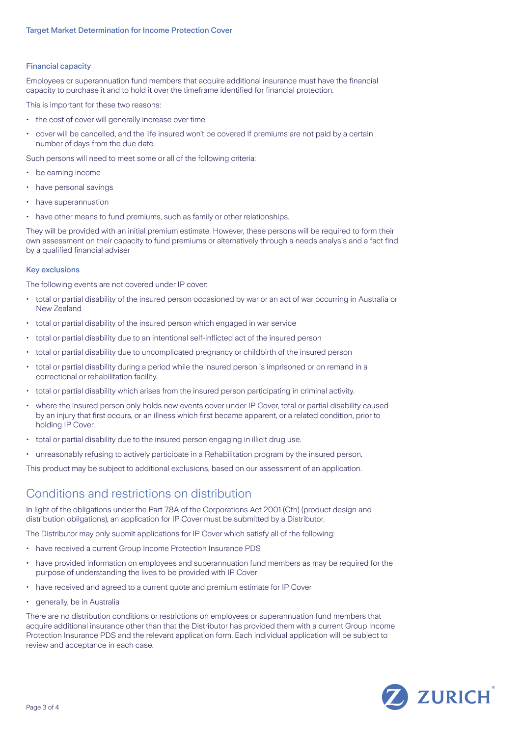### Financial capacity

Employees or superannuation fund members that acquire additional insurance must have the financial capacity to purchase it and to hold it over the timeframe identified for financial protection.

This is important for these two reasons:

- the cost of cover will generally increase over time
- cover will be cancelled, and the life insured won't be covered if premiums are not paid by a certain number of days from the due date.

Such persons will need to meet some or all of the following criteria:

- be earning income
- have personal savings
- have superannuation
- have other means to fund premiums, such as family or other relationships.

They will be provided with an initial premium estimate. However, these persons will be required to form their own assessment on their capacity to fund premiums or alternatively through a needs analysis and a fact find by a qualified financial adviser

### Key exclusions

The following events are not covered under IP cover:

- total or partial disability of the insured person occasioned by war or an act of war occurring in Australia or New Zealand
- total or partial disability of the insured person which engaged in war service
- total or partial disability due to an intentional self-inflicted act of the insured person
- total or partial disability due to uncomplicated pregnancy or childbirth of the insured person
- total or partial disability during a period while the insured person is imprisoned or on remand in a correctional or rehabilitation facility.
- total or partial disability which arises from the insured person participating in criminal activity.
- where the insured person only holds new events cover under IP Cover, total or partial disability caused by an injury that first occurs, or an illness which first became apparent, or a related condition, prior to holding IP Cover.
- total or partial disability due to the insured person engaging in illicit drug use.
- unreasonably refusing to actively participate in a Rehabilitation program by the insured person.

This product may be subject to additional exclusions, based on our assessment of an application.

## Conditions and restrictions on distribution

In light of the obligations under the Part 7.8A of the Corporations Act 2001 (Cth) (product design and distribution obligations), an application for IP Cover must be submitted by a Distributor.

The Distributor may only submit applications for IP Cover which satisfy all of the following:

- have received a current Group Income Protection Insurance PDS
- have provided information on employees and superannuation fund members as may be required for the purpose of understanding the lives to be provided with IP Cover
- have received and agreed to a current quote and premium estimate for IP Cover
- generally, be in Australia

There are no distribution conditions or restrictions on employees or superannuation fund members that acquire additional insurance other than that the Distributor has provided them with a current Group Income Protection Insurance PDS and the relevant application form. Each individual application will be subject to review and acceptance in each case.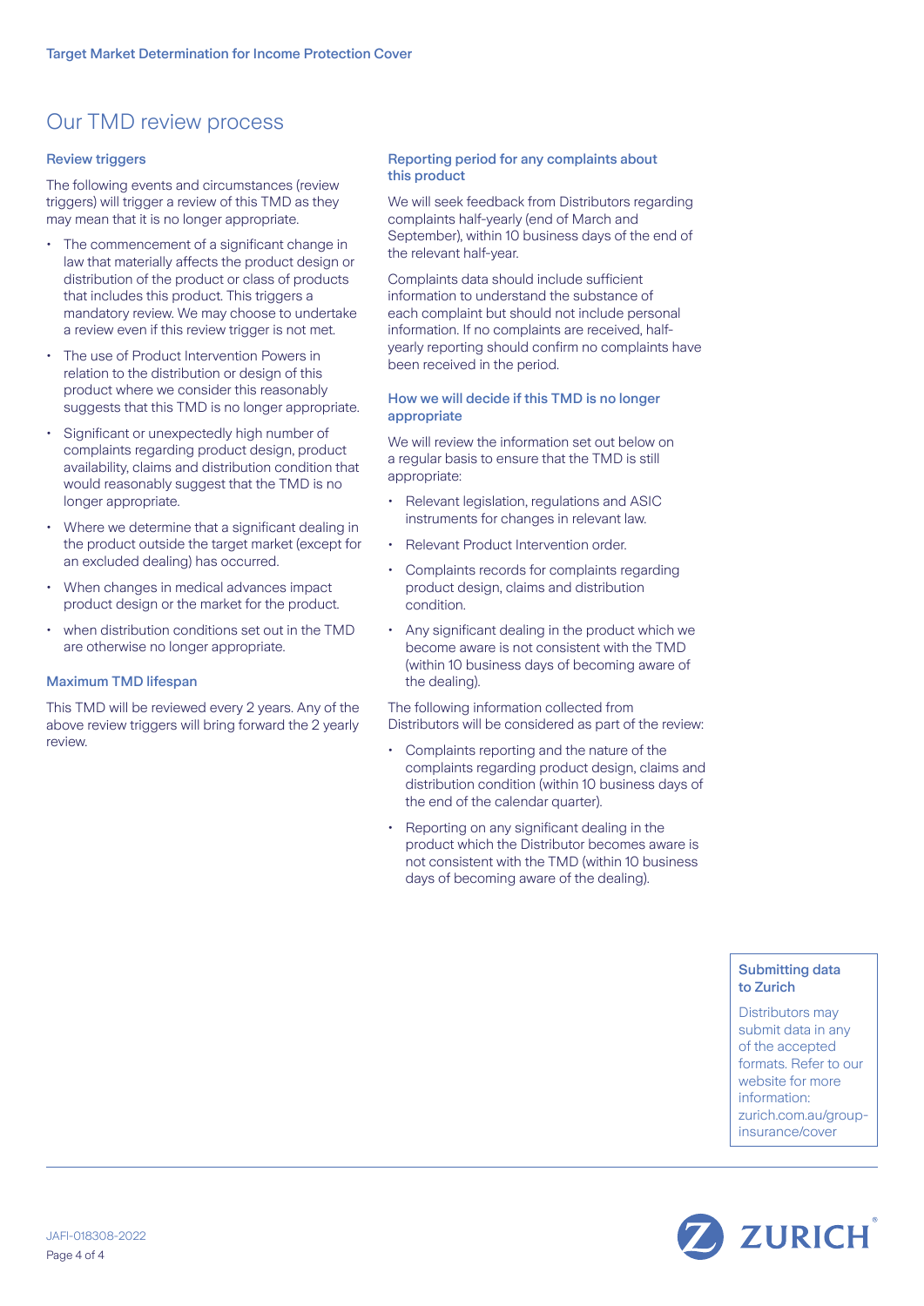# Our TMD review process

### Review triggers

The following events and circumstances (review triggers) will trigger a review of this TMD as they may mean that it is no longer appropriate.

- The commencement of a significant change in law that materially affects the product design or distribution of the product or class of products that includes this product. This triggers a mandatory review. We may choose to undertake a review even if this review trigger is not met.
- The use of Product Intervention Powers in relation to the distribution or design of this product where we consider this reasonably suggests that this TMD is no longer appropriate.
- Significant or unexpectedly high number of complaints regarding product design, product availability, claims and distribution condition that would reasonably suggest that the TMD is no longer appropriate.
- Where we determine that a significant dealing in the product outside the target market (except for an excluded dealing) has occurred.
- When changes in medical advances impact product design or the market for the product.
- when distribution conditions set out in the TMD are otherwise no longer appropriate.

### Maximum TMD lifespan

This TMD will be reviewed every 2 years. Any of the above review triggers will bring forward the 2 yearly review.

### Reporting period for any complaints about this product

We will seek feedback from Distributors regarding complaints half-yearly (end of March and September), within 10 business days of the end of the relevant half-year.

Complaints data should include sufficient information to understand the substance of each complaint but should not include personal information. If no complaints are received, half-yearly reporting should confirm no complaints have been received in the period.

### How we will decide if this TMD is no longer appropriate

We will review the information set out below on a regular basis to ensure that the TMD is still appropriate:

- Relevant legislation, regulations and ASIC instruments for changes in relevant law.
- Relevant Product Intervention order.
- Complaints records for complaints regarding product design, claims and distribution condition.
- Any significant dealing in the product which we become aware is not consistent with the TMD (within 10 business days of becoming aware of the dealing).

The following information collected from Distributors will be considered as part of the review:

- Complaints reporting and the nature of the complaints regarding product design, claims and distribution condition (within 10 business days of the end of the calendar quarter).
- Reporting on any significant dealing in the product which the Distributor becomes aware is not consistent with the TMD (within 10 business days of becoming aware of the dealing).

### Submitting data to Zurich

Distributors may submit data in any of the accepted formats. Refer to our website for more information: zurich.com.au/group-insurance/cover

JAFI-018308-2022